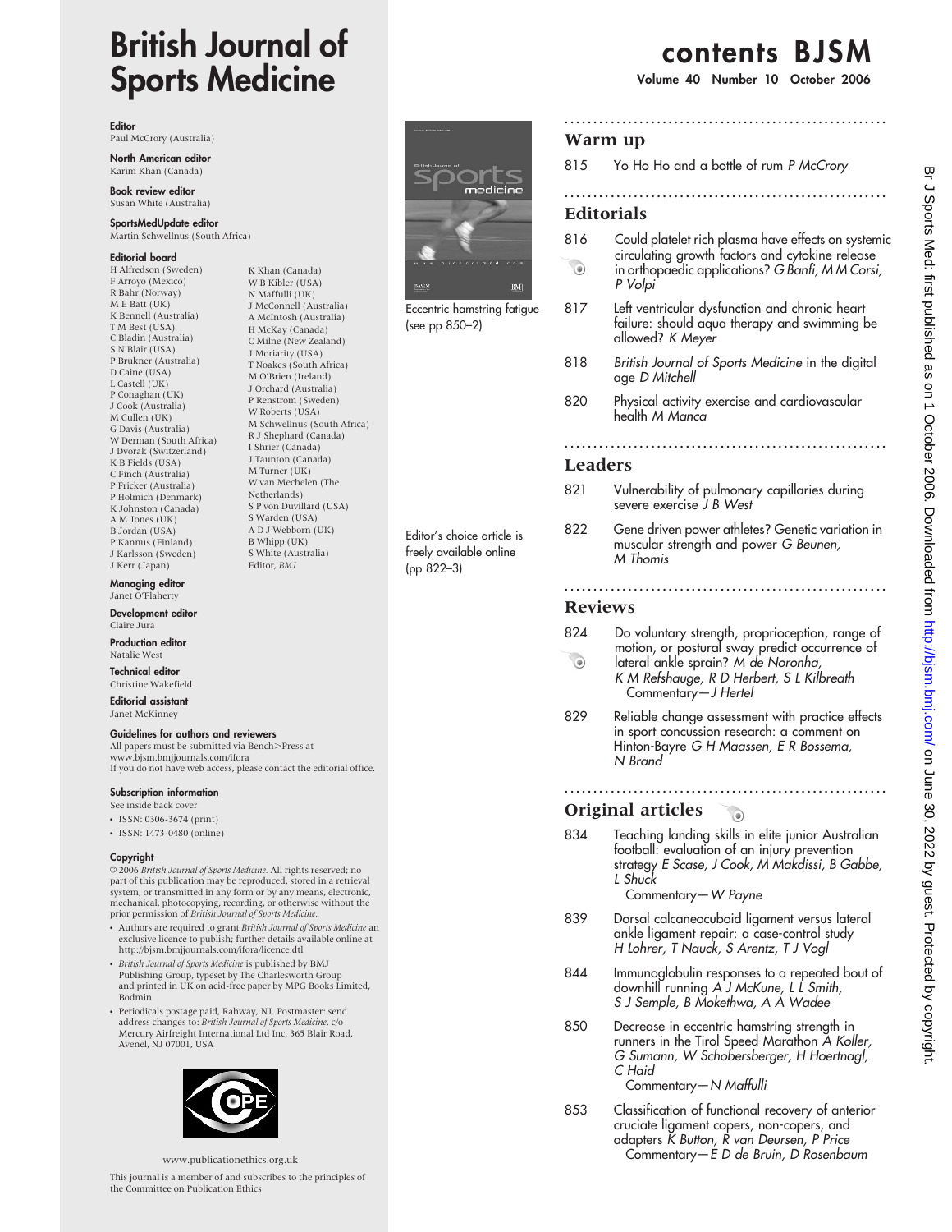# British Journal of Sports Medicine

**Editor**
Paul McCrory (Australia)

**North American editor**
Karim Khan (Canada)

**Book review editor**
Susan White (Australia)

**SportsMedUpdate editor**
Martin Schwellnus (South Africa)

**Editorial board**
H Alfredson (Sweden)
F Arroyo (Mexico)
R Bahr (Norway)
M E Batt (UK)
K Bennell (Australia)
T M Best (USA)
C Bladin (Australia)
S N Blair (USA)
P Brukner (Australia)
D Caine (USA)
L Castell (UK)
P Conaghan (UK)
J Cook (Australia)
M Cullen (UK)
G Davis (Australia)
W Derman (South Africa)
J Dvorak (Switzerland)
K B Fields (USA)
C Finch (Australia)
P Fricker (Australia)
P Holmich (Denmark)
K Johnston (Canada)
A M Jones (UK)
B Jordan (USA)
P Kannus (Finland)
J Karlsson (Sweden)
J Kerr (Japan)
K Khan (Canada)
W B Kibler (USA)
N Maffulli (UK)
J McConnell (Australia)
A McIntosh (Australia)
H McKay (Canada)
C Milne (New Zealand)
J Moriarity (USA)
T Noakes (South Africa)
M O'Brien (Ireland)
J Orchard (Australia)
P Renstrom (Sweden)
W Roberts (USA)
M Schwellnus (South Africa)
R J Shephard (Canada)
I Shrier (Canada)
J Taunton (Canada)
M Turner (UK)
W van Mechelen (The Netherlands)
S P von Duvillard (USA)
S Warden (USA)
A D J Webborn (UK)
B Whipp (UK)
S White (Australia)
Editor, *BMJ*

**Managing editor**
Janet O'Flaherty

**Development editor**
Claire Jura

**Production editor**
Natalie West

**Technical editor**
Christine Wakefield

**Editorial assistant**
Janet McKinney

**Guidelines for authors and reviewers**
All papers must be submitted via Bench>Press at www.bjsm.bmjjournals.com/ifora
If you do not have web access, please contact the editorial office.

**Subscription information**
See inside back cover
- ISSN: 0306-3674 (print)
- ISSN: 1473-0480 (online)

**Copyright**
© 2006 *British Journal of Sports Medicine*. All rights reserved; no part of this publication may be reproduced, stored in a retrieval system, or transmitted in any form or by any means, electronic, mechanical, photocopying, recording, or otherwise without the prior permission of *British Journal of Sports Medicine*.

- Authors are required to grant *British Journal of Sports Medicine* an exclusive licence to publish; further details available online at http://bjsm.bmjjournals.com/ifora/licence.dtl
- *British Journal of Sports Medicine* is published by BMJ Publishing Group, typeset by The Charlesworth Group and printed in UK on acid-free paper by MPG Books Limited, Bodmin
- Periodicals postage paid, Rahway, NJ. Postmaster: send address changes to: *British Journal of Sports Medicine*, c/o Mercury Airfreight International Ltd Inc, 365 Blair Road, Avenel, NJ 07001, USA

www.publicationethics.org.uk

This journal is a member of and subscribes to the principles of the Committee on Publication Ethics

Eccentric hamstring fatigue (see pp 850–2)

Editor's choice article is freely available online (pp 822–3)

# contents BJSM

**Volume 40 Number 10 October 2006**

## Warm up

815 Yo Ho Ho and a bottle of rum *P McCrory*

## Editorials

816 Could platelet rich plasma have effects on systemic circulating growth factors and cytokine release in orthopaedic applications? *G Banfi, M M Corsi, P Volpi*

817 Left ventricular dysfunction and chronic heart failure: should aqua therapy and swimming be allowed? *K Meyer*

818 *British Journal of Sports Medicine* in the digital age *D Mitchell*

820 Physical activity exercise and cardiovascular health *M Manca*

## Leaders

821 Vulnerability of pulmonary capillaries during severe exercise *J B West*

822 Gene driven power athletes? Genetic variation in muscular strength and power *G Beunen, M Thomis*

## Reviews

824 Do voluntary strength, proprioception, range of motion, or postural sway predict occurrence of lateral ankle sprain? *M de Noronha, K M Refshauge, R D Herbert, S L Kilbreath*
Commentary—*J Hertel*

829 Reliable change assessment with practice effects in sport concussion research: a comment on Hinton-Bayre *G H Maassen, E R Bossema, N Brand*

## Original articles

834 Teaching landing skills in elite junior Australian football: evaluation of an injury prevention strategy *E Scase, J Cook, M Makdissi, B Gabbe, L Shuck*
Commentary—*W Payne*

839 Dorsal calcaneocuboid ligament versus lateral ankle ligament repair: a case-control study *H Lohrer, T Nauck, S Arentz, T J Vogl*

844 Immunoglobulin responses to a repeated bout of downhill running *A J McKune, L L Smith, S J Semple, B Mokethwa, A A Wadee*

850 Decrease in eccentric hamstring strength in runners in the Tirol Speed Marathon *A Koller, G Sumann, W Schobersberger, H Hoertnagl, C Haid*
Commentary—*N Maffulli*

853 Classification of functional recovery of anterior cruciate ligament copers, non-copers, and adapters *K Button, R van Deursen, P Price*
Commentary—*E D de Bruin, D Rosenbaum*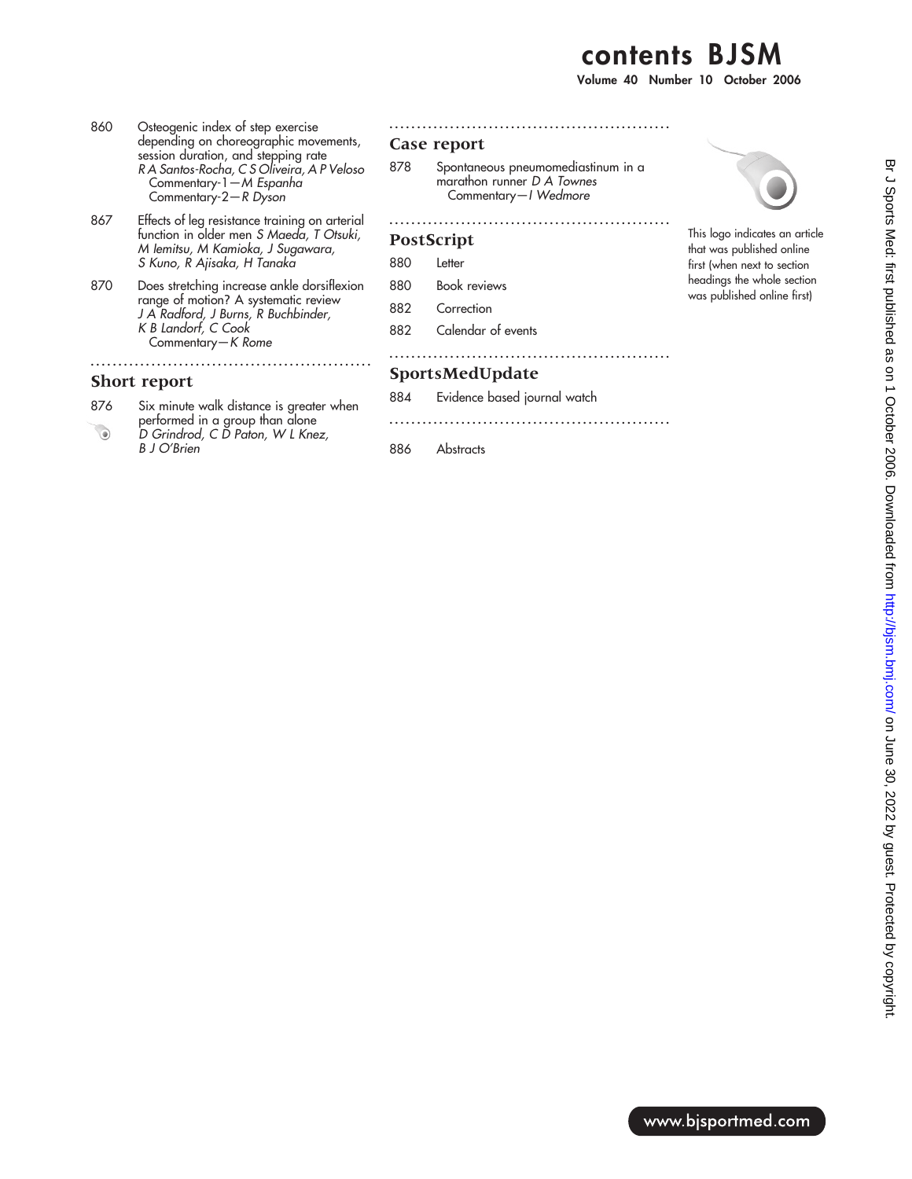# contents BJSM

860 Osteogenic index of step exercise depending on choreographic movements, session duration, and stepping rate
*R A Santos-Rocha, C S Oliveira, A P Veloso*
Commentary-1—*M Espanha*
Commentary-2—*R Dyson*

867 Effects of leg resistance training on arterial function in older men *S Maeda, T Otsuki, M Iemitsu, M Kamioka, J Sugawara, S Kuno, R Ajisaka, H Tanaka*

870 Does stretching increase ankle dorsiflexion range of motion? A systematic review
*J A Radford, J Burns, R Buchbinder, K B Landorf, C Cook*
Commentary—*K Rome*

## Short report

876 Six minute walk distance is greater when performed in a group than alone
*D Grindrod, C D Paton, W L Knez, B J O'Brien*

## Case report

878 Spontaneous pneumomediastinum in a marathon runner *D A Townes*
Commentary—*I Wedmore*

## PostScript

880 Letter

880 Book reviews

882 Correction

882 Calendar of events

## SportsMedUpdate

884 Evidence based journal watch

886 Abstracts

This logo indicates an article that was published online first (when next to section headings the whole section was published online first)